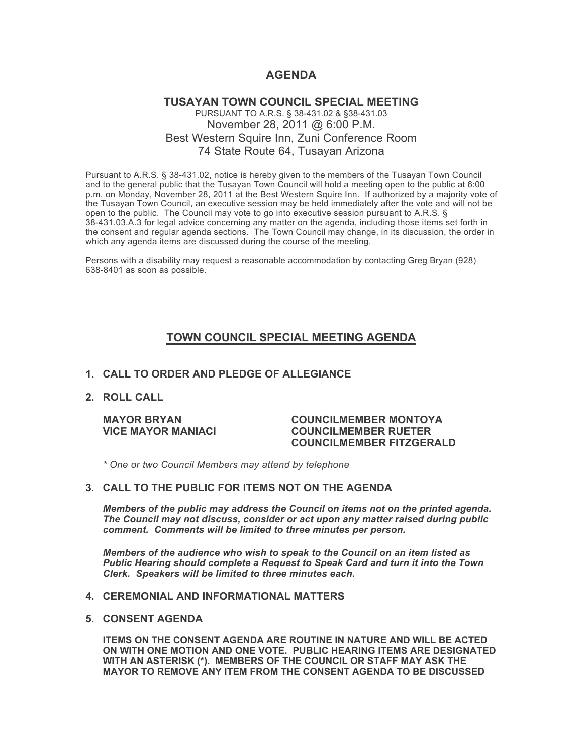# AGENDA

## TUSAYAN TOWN COUNCIL SPECIAL MEETING

PURSUANT TO A.R.S. § 38-431.02 & §38-431.03
November 28, 2011 @ 6:00 P.M.
Best Western Squire Inn, Zuni Conference Room
74 State Route 64, Tusayan Arizona

Pursuant to A.R.S. § 38-431.02, notice is hereby given to the members of the Tusayan Town Council and to the general public that the Tusayan Town Council will hold a meeting open to the public at 6:00 p.m. on Monday, November 28, 2011 at the Best Western Squire Inn. If authorized by a majority vote of the Tusayan Town Council, an executive session may be held immediately after the vote and will not be open to the public. The Council may vote to go into executive session pursuant to A.R.S. § 38-431.03.A.3 for legal advice concerning any matter on the agenda, including those items set forth in the consent and regular agenda sections. The Town Council may change, in its discussion, the order in which any agenda items are discussed during the course of the meeting.

Persons with a disability may request a reasonable accommodation by contacting Greg Bryan (928) 638-8401 as soon as possible.

## TOWN COUNCIL SPECIAL MEETING AGENDA

**1. CALL TO ORDER AND PLEDGE OF ALLEGIANCE**

**2. ROLL CALL**

**MAYOR BRYAN**
**VICE MAYOR MANIACI**
**COUNCILMEMBER MONTOYA**
**COUNCILMEMBER RUETER**
**COUNCILMEMBER FITZGERALD**

*\* One or two Council Members may attend by telephone*

**3. CALL TO THE PUBLIC FOR ITEMS NOT ON THE AGENDA**

***Members of the public may address the Council on items not on the printed agenda. The Council may not discuss, consider or act upon any matter raised during public comment. Comments will be limited to three minutes per person.***

***Members of the audience who wish to speak to the Council on an item listed as Public Hearing should complete a Request to Speak Card and turn it into the Town Clerk. Speakers will be limited to three minutes each.***

**4. CEREMONIAL AND INFORMATIONAL MATTERS**

**5. CONSENT AGENDA**

**ITEMS ON THE CONSENT AGENDA ARE ROUTINE IN NATURE AND WILL BE ACTED ON WITH ONE MOTION AND ONE VOTE. PUBLIC HEARING ITEMS ARE DESIGNATED WITH AN ASTERISK (*). MEMBERS OF THE COUNCIL OR STAFF MAY ASK THE MAYOR TO REMOVE ANY ITEM FROM THE CONSENT AGENDA TO BE DISCUSSED**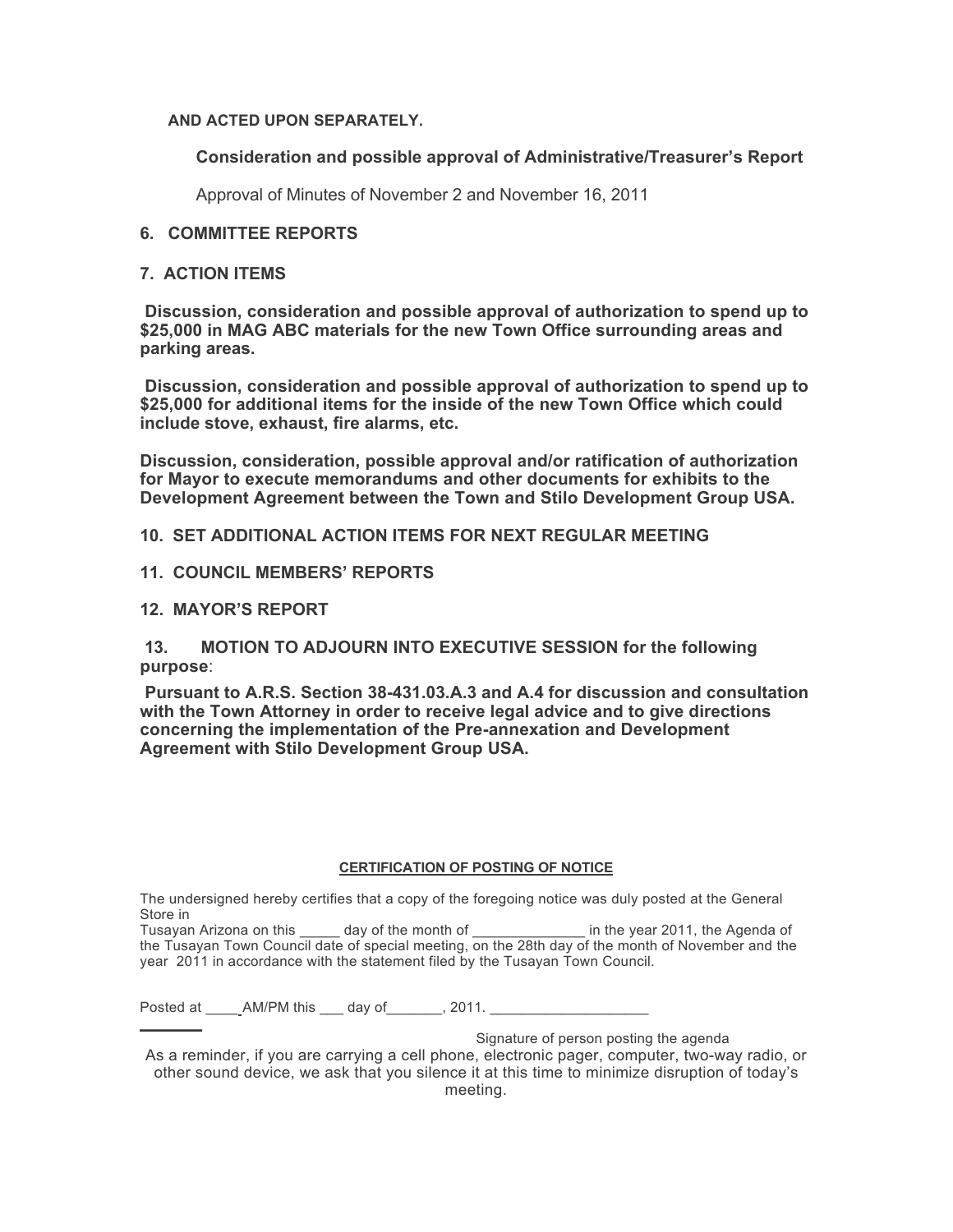**AND ACTED UPON SEPARATELY.**

**Consideration and possible approval of Administrative/Treasurer's Report**

Approval of Minutes of November 2 and November 16, 2011

**6. COMMITTEE REPORTS**

**7. ACTION ITEMS**

**Discussion, consideration and possible approval of authorization to spend up to $25,000 in MAG ABC materials for the new Town Office surrounding areas and parking areas.**

**Discussion, consideration and possible approval of authorization to spend up to $25,000 for additional items for the inside of the new Town Office which could include stove, exhaust, fire alarms, etc.**

**Discussion, consideration, possible approval and/or ratification of authorization for Mayor to execute memorandums and other documents for exhibits to the Development Agreement between the Town and Stilo Development Group USA.**

**10. SET ADDITIONAL ACTION ITEMS FOR NEXT REGULAR MEETING**

**11. COUNCIL MEMBERS' REPORTS**

**12. MAYOR'S REPORT**

**13. MOTION TO ADJOURN INTO EXECUTIVE SESSION for the following purpose**:

**Pursuant to A.R.S. Section 38-431.03.A.3 and A.4 for discussion and consultation with the Town Attorney in order to receive legal advice and to give directions concerning the implementation of the Pre-annexation and Development Agreement with Stilo Development Group USA.**

**CERTIFICATION OF POSTING OF NOTICE**

The undersigned hereby certifies that a copy of the foregoing notice was duly posted at the General Store in Tusayan Arizona on this _____ day of the month of ______________ in the year 2011, the Agenda of the Tusayan Town Council date of special meeting, on the 28th day of the month of November and the year 2011 in accordance with the statement filed by the Tusayan Town Council.

Posted at _____AM/PM this ___ day of_______, 2011. ___________________

Signature of person posting the agenda

As a reminder, if you are carrying a cell phone, electronic pager, computer, two-way radio, or other sound device, we ask that you silence it at this time to minimize disruption of today's meeting.